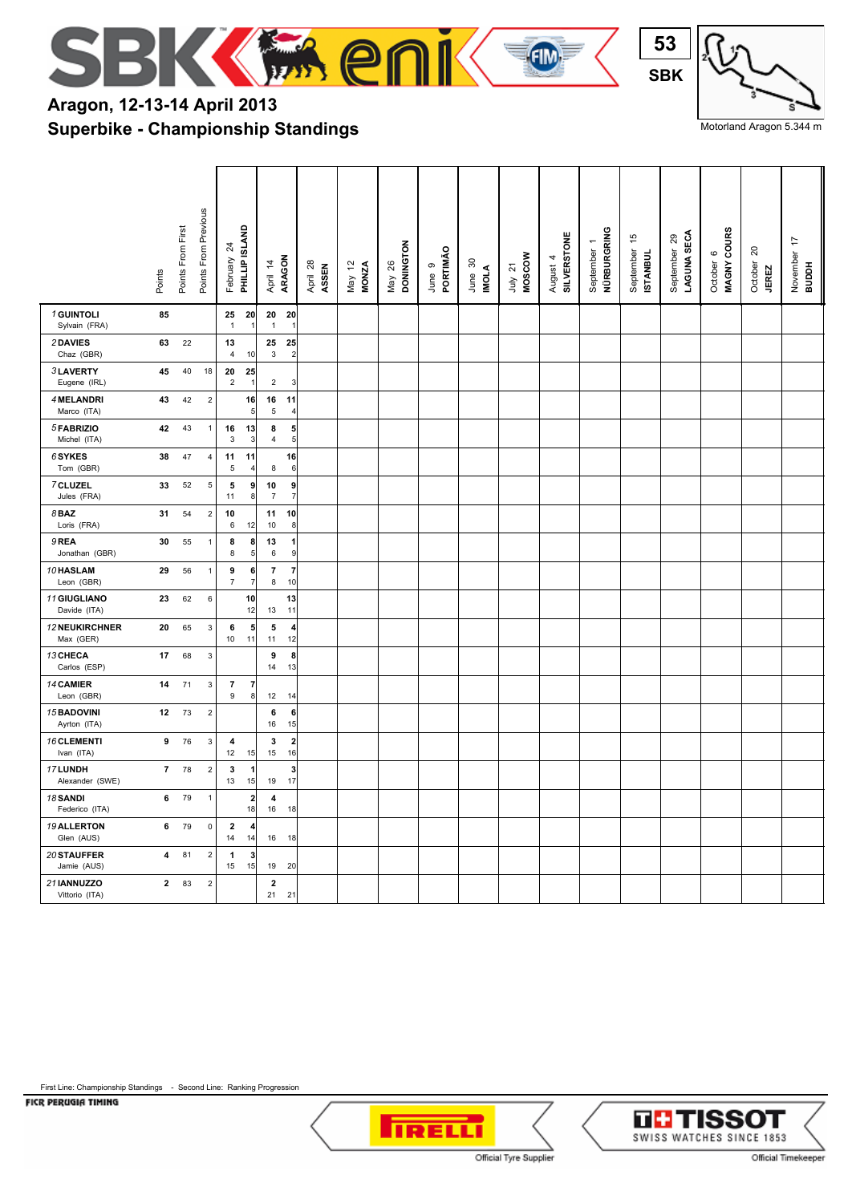# Aragon, 12-13-14 April 2013

## Superbike - Championship Standings

53 SBK

Motorland Aragon 5.344 m

| Pos | Rider | Points | Points From First | Points From Previous | February 24 PHILLIP ISLAND | | April 14 ARAGON | | April 28 ASSEN | May 12 MONZA | May 26 DONINGTON | June 9 PORTIMÃO | June 30 IMOLA | July 21 MOSCOW | August 4 SILVERSTONE | September 1 NÜRBURGRING | September 15 ISTANBUL | September 29 LAGUNA SECA | October 6 MAGNY COURS | October 20 JEREZ | November 17 BUDDH |
|---|---|---|---|---|---|---|---|---|---|---|---|---|---|---|---|---|---|---|---|---|---|
| 1 | GUINTOLI Sylvain (FRA) | 85 | | | 25 / 1 | 20 / 1 | 20 / 1 | 20 / 1 | | | | | | | | | | | | | |
| 2 | DAVIES Chaz (GBR) | 63 | 22 | | 13 / 4 | 10 | 25 / 3 | 25 / 2 | | | | | | | | | | | | | |
| 3 | LAVERTY Eugene (IRL) | 45 | 40 | 18 | 20 / 2 | 25 / 1 | 2 | 3 | | | | | | | | | | | | | |
| 4 | MELANDRI Marco (ITA) | 43 | 42 | 2 | | 16 / 5 | 16 / 5 | 11 / 4 | | | | | | | | | | | | | |
| 5 | FABRIZIO Michel (ITA) | 42 | 43 | 1 | 16 / 3 | 13 / 3 | 8 / 4 | 5 / 5 | | | | | | | | | | | | | |
| 6 | SYKES Tom (GBR) | 38 | 47 | 4 | 11 / 5 | 11 / 4 | 8 | 16 / 6 | | | | | | | | | | | | | |
| 7 | CLUZEL Jules (FRA) | 33 | 52 | 5 | 5 / 11 | 9 / 8 | 10 / 7 | 9 / 7 | | | | | | | | | | | | | |
| 8 | BAZ Loris (FRA) | 31 | 54 | 2 | 10 / 6 | 12 | 11 / 10 | 10 / 8 | | | | | | | | | | | | | |
| 9 | REA Jonathan (GBR) | 30 | 55 | 1 | 8 / 8 | 8 / 5 | 13 / 6 | 1 / 9 | | | | | | | | | | | | | |
| 10 | HASLAM Leon (GBR) | 29 | 56 | 1 | 9 / 7 | 6 / 7 | 7 / 8 | 7 / 10 | | | | | | | | | | | | | |
| 11 | GIUGLIANO Davide (ITA) | 23 | 62 | 6 | | 10 / 12 | 13 | 13 / 11 | | | | | | | | | | | | | |
| 12 | NEUKIRCHNER Max (GER) | 20 | 65 | 3 | 6 / 10 | 5 / 11 | 5 / 11 | 4 / 12 | | | | | | | | | | | | | |
| 13 | CHECA Carlos (ESP) | 17 | 68 | 3 | | | 9 / 14 | 8 / 13 | | | | | | | | | | | | | |
| 14 | CAMIER Leon (GBR) | 14 | 71 | 3 | 7 / 9 | 7 / 8 | 12 | 14 | | | | | | | | | | | | | |
| 15 | BADOVINI Ayrton (ITA) | 12 | 73 | 2 | | | 6 / 16 | 6 / 15 | | | | | | | | | | | | | |
| 16 | CLEMENTI Ivan (ITA) | 9 | 76 | 3 | 4 / 12 | 15 | 3 / 15 | 2 / 16 | | | | | | | | | | | | | |
| 17 | LUNDH Alexander (SWE) | 7 | 78 | 2 | 3 / 13 | 1 / 15 | 19 | 3 / 17 | | | | | | | | | | | | | |
| 18 | SANDI Federico (ITA) | 6 | 79 | 1 | | 2 / 18 | 4 / 16 | 18 | | | | | | | | | | | | | |
| 19 | ALLERTON Glen (AUS) | 6 | 79 | 0 | 2 / 14 | 4 / 14 | 16 | 18 | | | | | | | | | | | | | |
| 20 | STAUFFER Jamie (AUS) | 4 | 81 | 2 | 1 / 15 | 3 / 15 | 19 | 20 | | | | | | | | | | | | | |
| 21 | IANNUZZO Vittorio (ITA) | 2 | 83 | 2 | | | 2 / 21 | 21 | | | | | | | | | | | | | |

First Line: Championship Standings - Second Line: Ranking Progression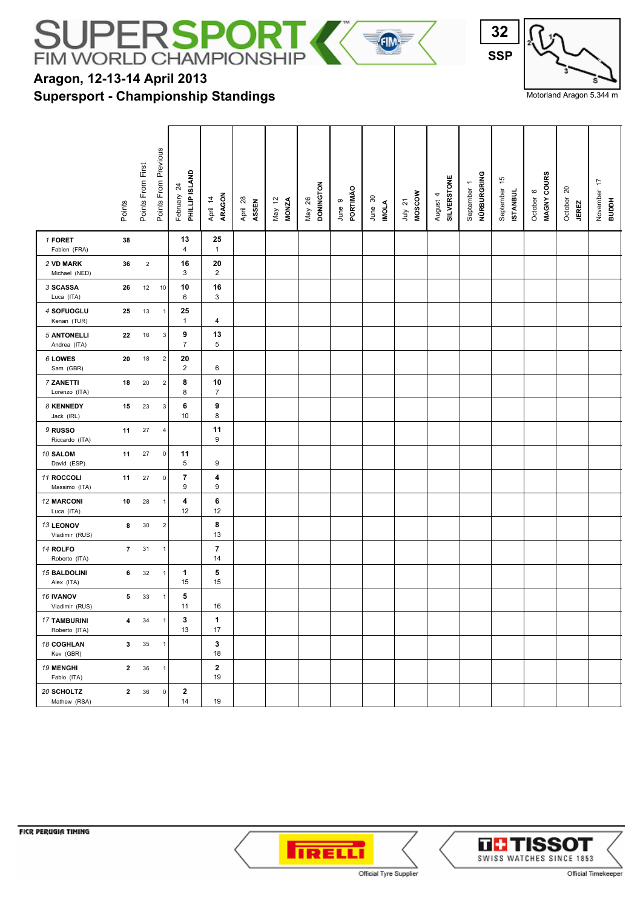# SUPERSPORT FIM WORLD CHAMPIONSHIP

**32**
**SSP**

Motorland Aragon 5.344 m

## Aragon, 12-13-14 April 2013
## Supersport - Championship Standings

| | Points | Points From First | Points From Previous | February 24 PHILLIP ISLAND | April 14 ARAGON | April 28 ASSEN | May 12 MONZA | May 26 DONINGTON | June 9 PORTIMÃO | June 30 IMOLA | July 21 MOSCOW | August 4 SILVERSTONE | September 1 NÜRBURGRING | September 15 ISTANBUL | October 6 MAGNY COURS | October 20 JEREZ | November 17 BUDDH |
|---|---|---|---|---|---|---|---|---|---|---|---|---|---|---|---|---|---|
| 1 **FORET** Fabien (FRA) | 38 | | | **13** 4 | **25** 1 | | | | | | | | | | | | |
| 2 **VD MARK** Michael (NED) | 36 | 2 | | **16** 3 | **20** 2 | | | | | | | | | | | | |
| 3 **SCASSA** Luca (ITA) | 26 | 12 | 10 | **10** 6 | **16** 3 | | | | | | | | | | | | |
| 4 **SOFUOGLU** Kenan (TUR) | 25 | 13 | 1 | **25** 1 | 4 | | | | | | | | | | | | |
| 5 **ANTONELLI** Andrea (ITA) | 22 | 16 | 3 | **9** 7 | **13** 5 | | | | | | | | | | | | |
| 6 **LOWES** Sam (GBR) | 20 | 18 | 2 | **20** 2 | 6 | | | | | | | | | | | | |
| 7 **ZANETTI** Lorenzo (ITA) | 18 | 20 | 2 | **8** 8 | **10** 7 | | | | | | | | | | | | |
| 8 **KENNEDY** Jack (IRL) | 15 | 23 | 3 | **6** 10 | **9** 8 | | | | | | | | | | | | |
| 9 **RUSSO** Riccardo (ITA) | 11 | 27 | 4 | | **11** 9 | | | | | | | | | | | | |
| 10 **SALOM** David (ESP) | 11 | 27 | 0 | **11** 5 | 9 | | | | | | | | | | | | |
| 11 **ROCCOLI** Massimo (ITA) | 11 | 27 | 0 | **7** 9 | **4** 9 | | | | | | | | | | | | |
| 12 **MARCONI** Luca (ITA) | 10 | 28 | 1 | **4** 12 | **6** 12 | | | | | | | | | | | | |
| 13 **LEONOV** Vladimir (RUS) | 8 | 30 | 2 | | **8** 13 | | | | | | | | | | | | |
| 14 **ROLFO** Roberto (ITA) | 7 | 31 | 1 | | **7** 14 | | | | | | | | | | | | |
| 15 **BALDOLINI** Alex (ITA) | 6 | 32 | 1 | **1** 15 | **5** 15 | | | | | | | | | | | | |
| 16 **IVANOV** Vladimir (RUS) | 5 | 33 | 1 | **5** 11 | 16 | | | | | | | | | | | | |
| 17 **TAMBURINI** Roberto (ITA) | 4 | 34 | 1 | **3** 13 | **1** 17 | | | | | | | | | | | | |
| 18 **COGHLAN** Kev (GBR) | 3 | 35 | 1 | | **3** 18 | | | | | | | | | | | | |
| 19 **MENGHI** Fabio (ITA) | 2 | 36 | 1 | | **2** 19 | | | | | | | | | | | | |
| 20 **SCHOLTZ** Mathew (RSA) | 2 | 36 | 0 | **2** 14 | 19 | | | | | | | | | | | | |

FICR PERUGIA TIMING

PIRELLI Official Tyre Supplier

TISSOT SWISS WATCHES SINCE 1853 Official Timekeeper